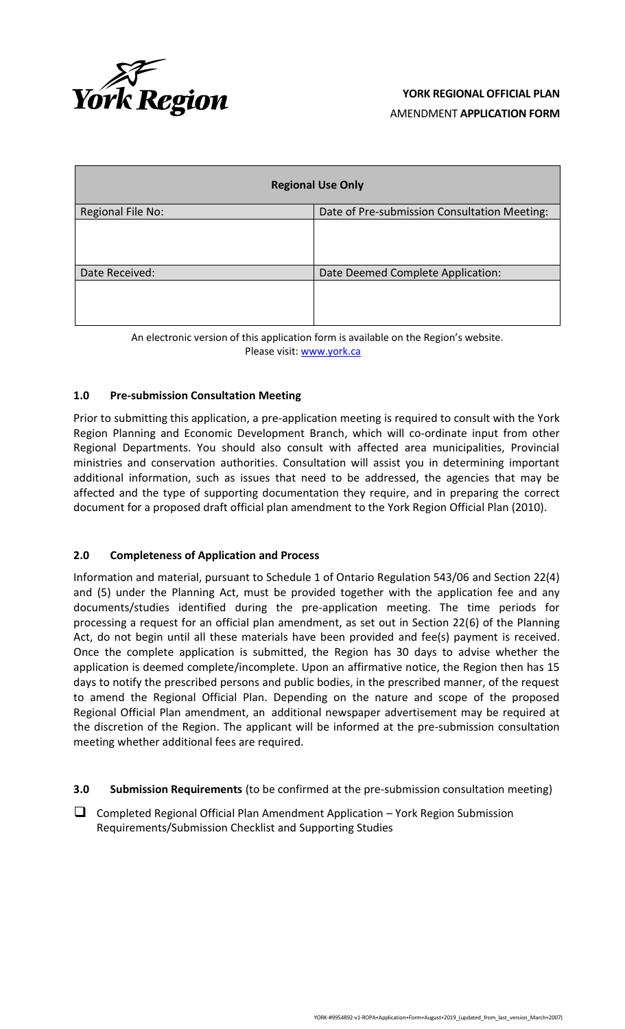York Region

**YORK REGIONAL OFFICIAL PLAN**
AMENDMENT **APPLICATION FORM**

| **Regional Use Only** | |
|---|---|
| Regional File No: | Date of Pre-submission Consultation Meeting: |
| | |
| Date Received: | Date Deemed Complete Application: |
| | |

An electronic version of this application form is available on the Region's website.
Please visit: www.york.ca

## 1.0 Pre-submission Consultation Meeting

Prior to submitting this application, a pre-application meeting is required to consult with the York Region Planning and Economic Development Branch, which will co-ordinate input from other Regional Departments. You should also consult with affected area municipalities, Provincial ministries and conservation authorities. Consultation will assist you in determining important additional information, such as issues that need to be addressed, the agencies that may be affected and the type of supporting documentation they require, and in preparing the correct document for a proposed draft official plan amendment to the York Region Official Plan (2010).

## 2.0 Completeness of Application and Process

Information and material, pursuant to Schedule 1 of Ontario Regulation 543/06 and Section 22(4) and (5) under the Planning Act, must be provided together with the application fee and any documents/studies identified during the pre-application meeting. The time periods for processing a request for an official plan amendment, as set out in Section 22(6) of the Planning Act, do not begin until all these materials have been provided and fee(s) payment is received. Once the complete application is submitted, the Region has 30 days to advise whether the application is deemed complete/incomplete. Upon an affirmative notice, the Region then has 15 days to notify the prescribed persons and public bodies, in the prescribed manner, of the request to amend the Regional Official Plan. Depending on the nature and scope of the proposed Regional Official Plan amendment, an additional newspaper advertisement may be required at the discretion of the Region. The applicant will be informed at the pre-submission consultation meeting whether additional fees are required.

## 3.0 Submission Requirements (to be confirmed at the pre-submission consultation meeting)

- ☐ Completed Regional Official Plan Amendment Application – York Region Submission Requirements/Submission Checklist and Supporting Studies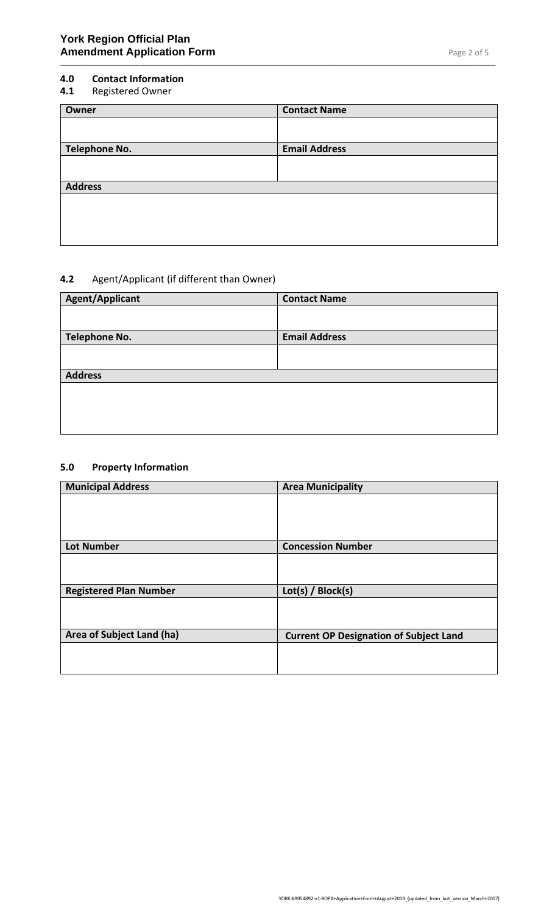## 4.0 Contact Information

### 4.1 Registered Owner

| Owner | Contact Name |
|---|---|
| | |
| **Telephone No.** | **Email Address** |
| | |
| **Address** | |
| | |

### 4.2 Agent/Applicant (if different than Owner)

| Agent/Applicant | Contact Name |
|---|---|
| | |
| **Telephone No.** | **Email Address** |
| | |
| **Address** | |
| | |

## 5.0 Property Information

| Municipal Address | Area Municipality |
|---|---|
| | |
| **Lot Number** | **Concession Number** |
| | |
| **Registered Plan Number** | **Lot(s) / Block(s)** |
| | |
| **Area of Subject Land (ha)** | **Current OP Designation of Subject Land** |
| | |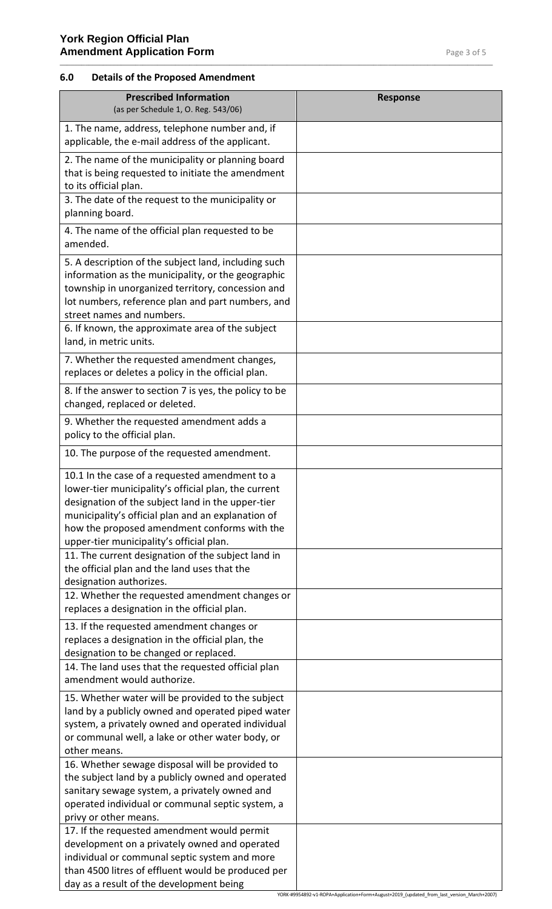## 6.0 Details of the Proposed Amendment

| Prescribed Information (as per Schedule 1, O. Reg. 543/06) | Response |
|---|---|
| 1. The name, address, telephone number and, if applicable, the e-mail address of the applicant. | |
| 2. The name of the municipality or planning board that is being requested to initiate the amendment to its official plan. | |
| 3. The date of the request to the municipality or planning board. | |
| 4. The name of the official plan requested to be amended. | |
| 5. A description of the subject land, including such information as the municipality, or the geographic township in unorganized territory, concession and lot numbers, reference plan and part numbers, and street names and numbers. | |
| 6. If known, the approximate area of the subject land, in metric units. | |
| 7. Whether the requested amendment changes, replaces or deletes a policy in the official plan. | |
| 8. If the answer to section 7 is yes, the policy to be changed, replaced or deleted. | |
| 9. Whether the requested amendment adds a policy to the official plan. | |
| 10. The purpose of the requested amendment. | |
| 10.1 In the case of a requested amendment to a lower-tier municipality's official plan, the current designation of the subject land in the upper-tier municipality's official plan and an explanation of how the proposed amendment conforms with the upper-tier municipality's official plan. | |
| 11. The current designation of the subject land in the official plan and the land uses that the designation authorizes. | |
| 12. Whether the requested amendment changes or replaces a designation in the official plan. | |
| 13. If the requested amendment changes or replaces a designation in the official plan, the designation to be changed or replaced. | |
| 14. The land uses that the requested official plan amendment would authorize. | |
| 15. Whether water will be provided to the subject land by a publicly owned and operated piped water system, a privately owned and operated individual or communal well, a lake or other water body, or other means. | |
| 16. Whether sewage disposal will be provided to the subject land by a publicly owned and operated sanitary sewage system, a privately owned and operated individual or communal septic system, a privy or other means. | |
| 17. If the requested amendment would permit development on a privately owned and operated individual or communal septic system and more than 4500 litres of effluent would be produced per day as a result of the development being | |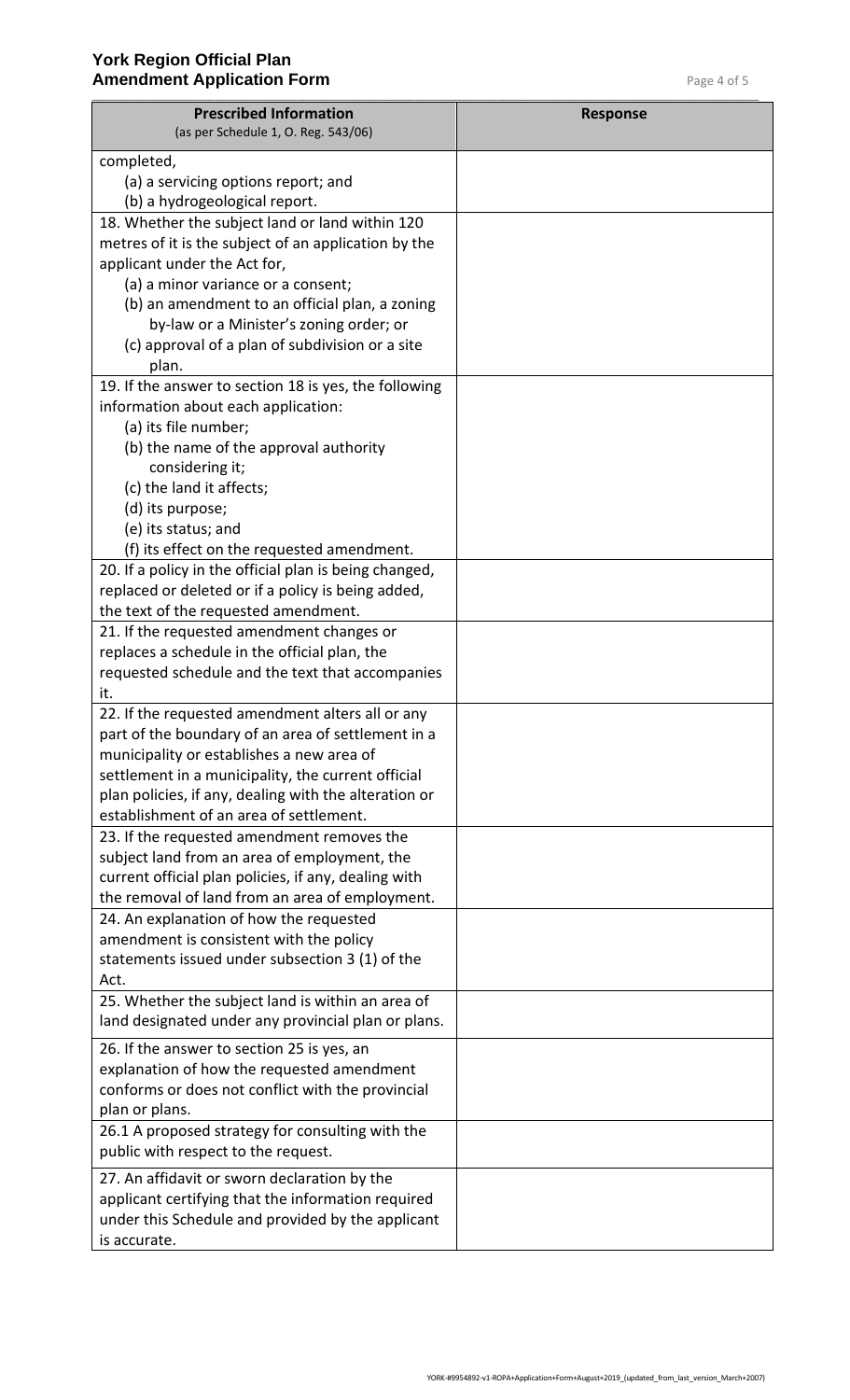| Prescribed Information (as per Schedule 1, O. Reg. 543/06) | Response |
| --- | --- |
| completed,<br>(a) a servicing options report; and<br>(b) a hydrogeological report. | |
| 18. Whether the subject land or land within 120 metres of it is the subject of an application by the applicant under the Act for,<br>(a) a minor variance or a consent;<br>(b) an amendment to an official plan, a zoning by-law or a Minister's zoning order; or<br>(c) approval of a plan of subdivision or a site plan. | |
| 19. If the answer to section 18 is yes, the following information about each application:<br>(a) its file number;<br>(b) the name of the approval authority considering it;<br>(c) the land it affects;<br>(d) its purpose;<br>(e) its status; and<br>(f) its effect on the requested amendment. | |
| 20. If a policy in the official plan is being changed, replaced or deleted or if a policy is being added, the text of the requested amendment. | |
| 21. If the requested amendment changes or replaces a schedule in the official plan, the requested schedule and the text that accompanies it. | |
| 22. If the requested amendment alters all or any part of the boundary of an area of settlement in a municipality or establishes a new area of settlement in a municipality, the current official plan policies, if any, dealing with the alteration or establishment of an area of settlement. | |
| 23. If the requested amendment removes the subject land from an area of employment, the current official plan policies, if any, dealing with the removal of land from an area of employment. | |
| 24. An explanation of how the requested amendment is consistent with the policy statements issued under subsection 3 (1) of the Act. | |
| 25. Whether the subject land is within an area of land designated under any provincial plan or plans. | |
| 26. If the answer to section 25 is yes, an explanation of how the requested amendment conforms or does not conflict with the provincial plan or plans. | |
| 26.1 A proposed strategy for consulting with the public with respect to the request. | |
| 27. An affidavit or sworn declaration by the applicant certifying that the information required under this Schedule and provided by the applicant is accurate. | |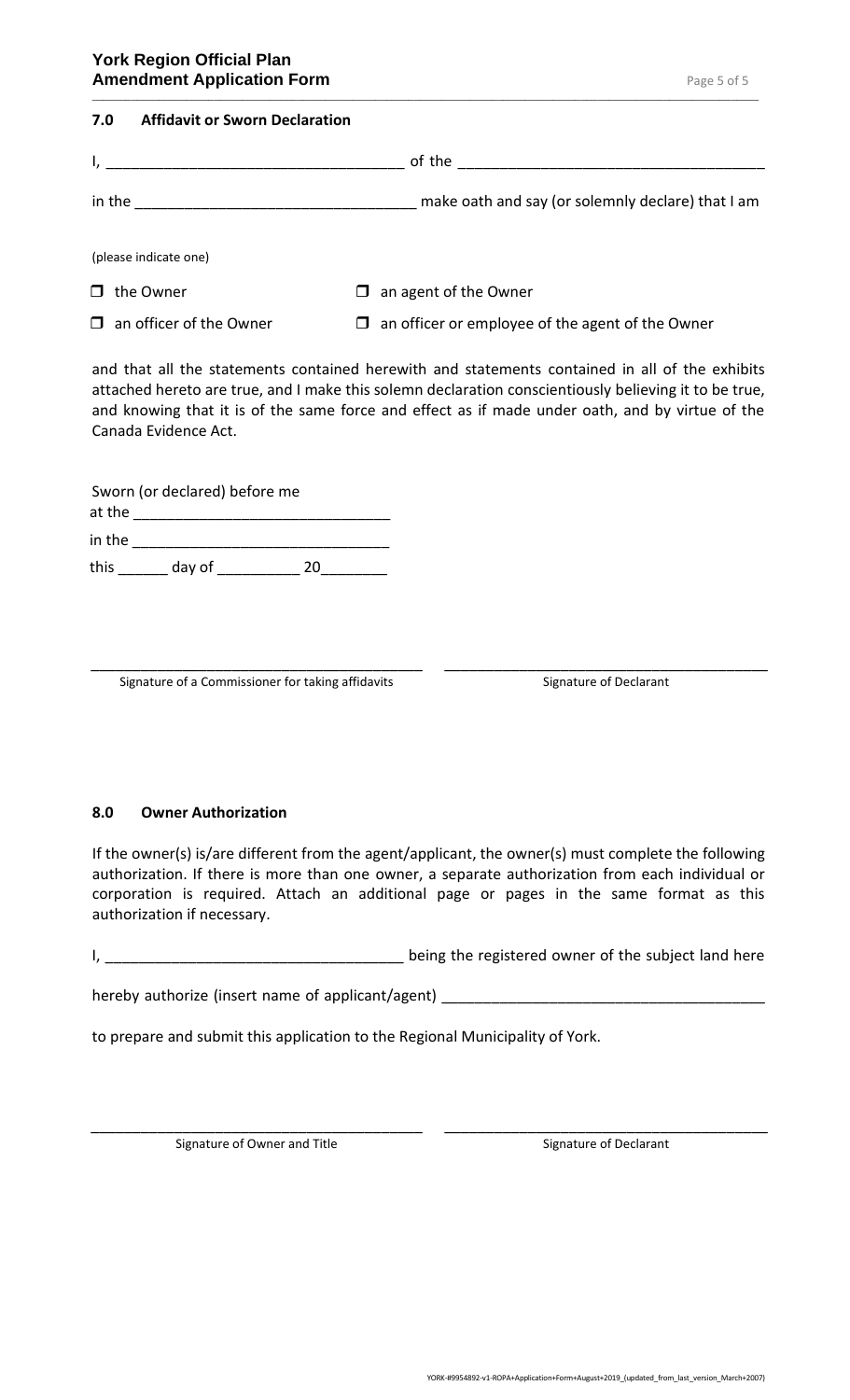## 7.0 Affidavit or Sworn Declaration

I, ___________________________________ of the ___________________________________

in the _________________________________ make oath and say (or solemnly declare) that I am

(please indicate one)

- ☐ the Owner
- ☐ an agent of the Owner
- ☐ an officer of the Owner
- ☐ an officer or employee of the agent of the Owner

and that all the statements contained herewith and statements contained in all of the exhibits attached hereto are true, and I make this solemn declaration conscientiously believing it to be true, and knowing that it is of the same force and effect as if made under oath, and by virtue of the Canada Evidence Act.

Sworn (or declared) before me
at the ______________________________

in the ______________________________

this ______ day of __________ 20________

_________________________________________
Signature of a Commissioner for taking affidavits

_________________________________________
Signature of Declarant

## 8.0 Owner Authorization

If the owner(s) is/are different from the agent/applicant, the owner(s) must complete the following authorization. If there is more than one owner, a separate authorization from each individual or corporation is required. Attach an additional page or pages in the same format as this authorization if necessary.

I, ___________________________________ being the registered owner of the subject land here

hereby authorize (insert name of applicant/agent) ______________________________________

to prepare and submit this application to the Regional Municipality of York.

_________________________________________
Signature of Owner and Title

_________________________________________
Signature of Declarant

YORK-#9954892-v1-ROPA+Application+Form+August+2019_(updated_from_last_version_March+2007)